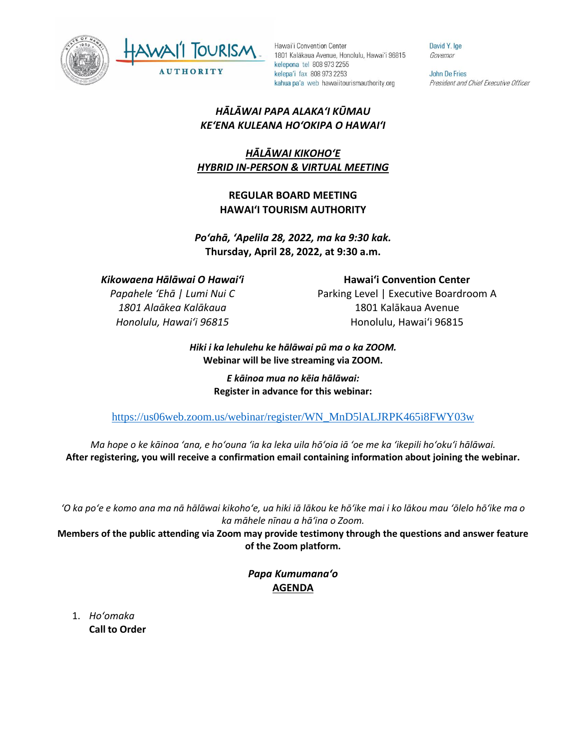Hawai'i Convention Center
1801 Kalākaua Avenue, Honolulu, Hawai'i 96815
kelepona tel 808 973 2255
kelepa'i fax 808 973 2253
kahua pa'a web hawaiitourismauthority.org

David Y. Ige
*Governor*

John De Fries
*President and Chief Executive Officer*

# *HĀLĀWAI PAPA ALAKAʻI KŪMAU*
# *KEʻENA KULEANA HOʻOKIPA O HAWAIʻI*

## *HĀLĀWAI KIKOHOʻE*
## *HYBRID IN-PERSON & VIRTUAL MEETING*

## REGULAR BOARD MEETING
## HAWAIʻI TOURISM AUTHORITY

***Poʻahā, ʻApelila 28, 2022, ma ka 9:30 kak.***
**Thursday, April 28, 2022, at 9:30 a.m.**

***Kikowaena Hālāwai O Hawaiʻi***
*Papahele ʻEhā | Lumi Nui C*
*1801 Alaākea Kalākaua*
*Honolulu, Hawaiʻi 96815*

**Hawaiʻi Convention Center**
Parking Level | Executive Boardroom A
1801 Kalākaua Avenue
Honolulu, Hawaiʻi 96815

***Hiki i ka lehulehu ke hālāwai pū ma o ka ZOOM.***
**Webinar will be live streaming via ZOOM.**

***E kāinoa mua no kēia hālāwai:***
**Register in advance for this webinar:**

https://us06web.zoom.us/webinar/register/WN_MnD5lALJRPK465i8FWY03w

*Ma hope o ke kāinoa ʻana, e hoʻouna ʻia ka leka uila hōʻoia iā ʻoe me ka ʻikepili hoʻokuʻi hālāwai.*
**After registering, you will receive a confirmation email containing information about joining the webinar.**

*ʻO ka poʻe e komo ana ma nā hālāwai kikohoʻe, ua hiki iā lākou ke hōʻike mai i ko lākou mau ʻōlelo hōʻike ma o ka māhele nīnau a hāʻina o Zoom.*
**Members of the public attending via Zoom may provide testimony through the questions and answer feature of the Zoom platform.**

## *Papa Kumumanaʻo*
## AGENDA

1. *Hoʻomaka*
   **Call to Order**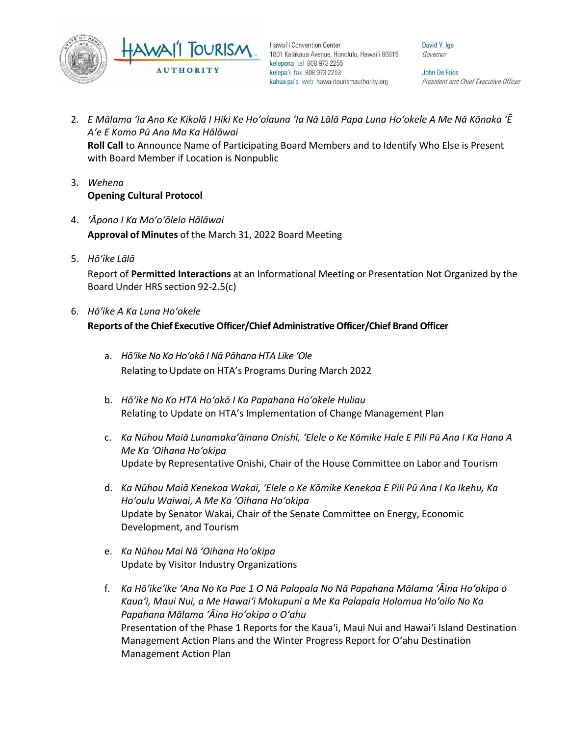2. *E Mālama ʻIa Ana Ke Kikolā I Hiki Ke Hoʻolauna ʻIa Nā Lālā Papa Luna Hoʻokele A Me Nā Kānaka ʻĒ Aʻe E Komo Pū Ana Ma Ka Hālāwai*
   **Roll Call** to Announce Name of Participating Board Members and to Identify Who Else is Present with Board Member if Location is Nonpublic

3. *Wehena*
   **Opening Cultural Protocol**

4. *ʻĀpono I Ka Moʻoʻōlelo Hālāwai*
   **Approval of Minutes** of the March 31, 2022 Board Meeting

5. *Hōʻike Lālā*
   Report of **Permitted Interactions** at an Informational Meeting or Presentation Not Organized by the Board Under HRS section 92-2.5(c)

6. *Hōʻike A Ka Luna Hoʻokele*
   **Reports of the Chief Executive Officer/Chief Administrative Officer/Chief Brand Officer**

   a. *Hōʻike No Ka Hoʻokō I Nā Pāhana HTA Like ʻOle*
      Relating to Update on HTA's Programs During March 2022

   b. *Hōʻike No Ko HTA Hoʻokō I Ka Papahana Hoʻokele Huliau*
      Relating to Update on HTA's Implementation of Change Management Plan

   c. *Ka Nūhou Maiā Lunamakaʻāinana Onishi, ʻElele o Ke Kōmike Hale E Pili Pū Ana I Ka Hana A Me Ka ʻOihana Hoʻokipa*
      Update by Representative Onishi, Chair of the House Committee on Labor and Tourism

   d. *Ka Nūhou Maiā Kenekoa Wakai, ʻElele o Ke Kōmike Kenekoa E Pili Pū Ana I Ka Ikehu, Ka Hoʻoulu Waiwai, A Me Ka ʻOihana Hoʻokipa*
      Update by Senator Wakai, Chair of the Senate Committee on Energy, Economic Development, and Tourism

   e. *Ka Nūhou Mai Nā ʻOihana Hoʻokipa*
      Update by Visitor Industry Organizations

   f. *Ka Hōʻikeʻike ʻAna No Ka Pae 1 O Nā Palapala No Nā Papahana Mālama ʻĀina Hoʻokipa o Kauaʻi, Maui Nui, a Me Hawaiʻi Mokupuni a Me Ka Palapala Holomua Hoʻoilo No Ka Papahana Mālama ʻĀina Hoʻokipa o Oʻahu*
      Presentation of the Phase 1 Reports for the Kauaʻi, Maui Nui and Hawaiʻi Island Destination Management Action Plans and the Winter Progress Report for Oʻahu Destination Management Action Plan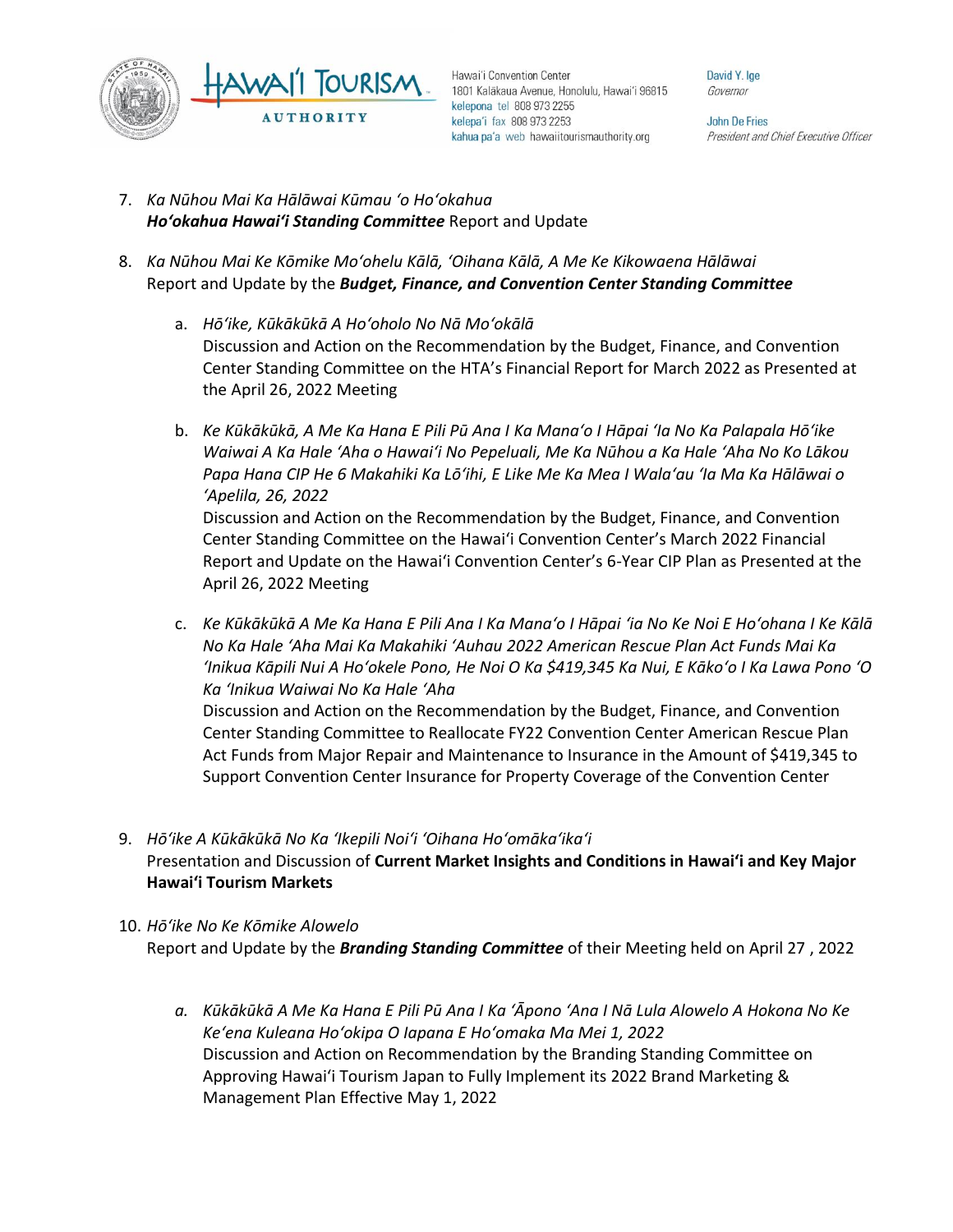7. *Ka Nūhou Mai Ka Hālāwai Kūmau ʻo Hoʻokahua*
   ***Hoʻokahua Hawaiʻi Standing Committee*** Report and Update

8. *Ka Nūhou Mai Ke Kōmike Moʻohelu Kālā, ʻOihana Kālā, A Me Ke Kikowaena Hālāwai*
   Report and Update by the ***Budget, Finance, and Convention Center Standing Committee***

   a. *Hōʻike, Kūkākūkā A Hoʻoholo No Nā Moʻokālā*
      Discussion and Action on the Recommendation by the Budget, Finance, and Convention Center Standing Committee on the HTA's Financial Report for March 2022 as Presented at the April 26, 2022 Meeting

   b. *Ke Kūkākūkā, A Me Ka Hana E Pili Pū Ana I Ka Manaʻo I Hāpai ʻIa No Ka Palapala Hōʻike Waiwai A Ka Hale ʻAha o Hawaiʻi No Pepeluali, Me Ka Nūhou a Ka Hale ʻAha No Ko Lākou Papa Hana CIP He 6 Makahiki Ka Lōʻihi, E Like Me Ka Mea I Walaʻau ʻIa Ma Ka Hālāwai o ʻApelila, 26, 2022*
      Discussion and Action on the Recommendation by the Budget, Finance, and Convention Center Standing Committee on the Hawaiʻi Convention Center's March 2022 Financial Report and Update on the Hawaiʻi Convention Center's 6-Year CIP Plan as Presented at the April 26, 2022 Meeting

   c. *Ke Kūkākūkā A Me Ka Hana E Pili Ana I Ka Manaʻo I Hāpai ʻia No Ke Noi E Hoʻohana I Ke Kālā No Ka Hale ʻAha Mai Ka Makahiki ʻAuhau 2022 American Rescue Plan Act Funds Mai Ka ʻInikua Kāpili Nui A Hoʻokele Pono, He Noi O Ka $419,345 Ka Nui, E Kākoʻo I Ka Lawa Pono ʻO Ka ʻInikua Waiwai No Ka Hale ʻAha*
      Discussion and Action on the Recommendation by the Budget, Finance, and Convention Center Standing Committee to Reallocate FY22 Convention Center American Rescue Plan Act Funds from Major Repair and Maintenance to Insurance in the Amount of $419,345 to Support Convention Center Insurance for Property Coverage of the Convention Center

9. *Hōʻike A Kūkākūkā No Ka ʻIkepili Noiʻi ʻOihana Hoʻomākaʻikaʻi*
   Presentation and Discussion of **Current Market Insights and Conditions in Hawaiʻi and Key Major Hawaiʻi Tourism Markets**

10. *Hōʻike No Ke Kōmike Alowelo*
    Report and Update by the ***Branding Standing Committee*** of their Meeting held on April 27 , 2022

    a. *Kūkākūkā A Me Ka Hana E Pili Pū Ana I Ka ʻĀpono ʻAna I Nā Lula Alowelo A Hokona No Ke Keʻena Kuleana Hoʻokipa O Iapana E Hoʻomaka Ma Mei 1, 2022*
       Discussion and Action on Recommendation by the Branding Standing Committee on Approving Hawaiʻi Tourism Japan to Fully Implement its 2022 Brand Marketing & Management Plan Effective May 1, 2022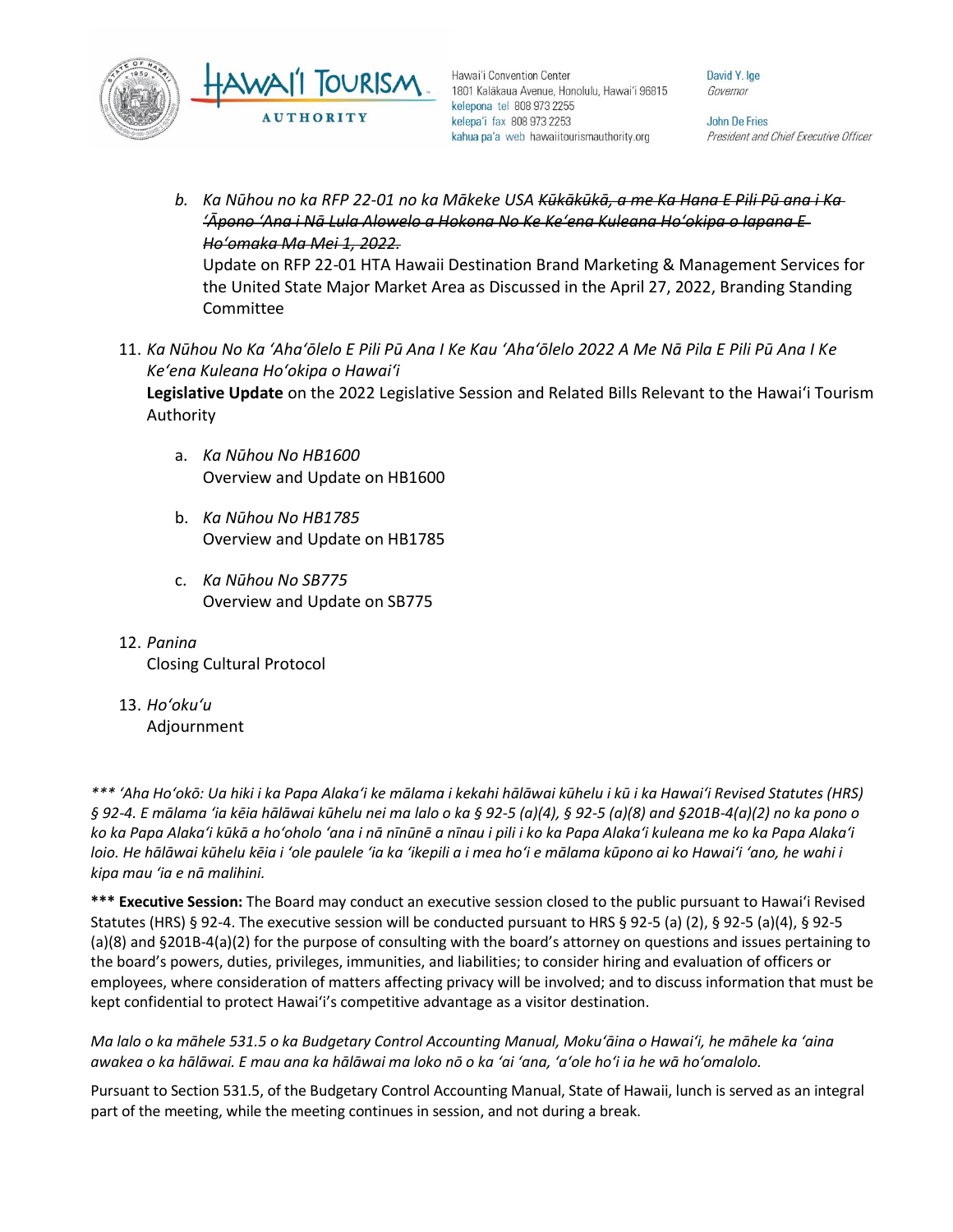b. *Ka Nūhou no ka RFP 22-01 no ka Mākeke USA* ~~*Kūkākūkā, a me Ka Hana E Pili Pū ana i Ka ʻĀpono ʻAna i Nā Lula Alowelo a Hokona No Ke Keʻena Kuleana Hoʻokipa o Iapana E Hoʻomaka Ma Mei 1, 2022.*~~
   Update on RFP 22-01 HTA Hawaii Destination Brand Marketing & Management Services for the United State Major Market Area as Discussed in the April 27, 2022, Branding Standing Committee

11. *Ka Nūhou No Ka ʻAhaʻōlelo E Pili Pū Ana I Ke Kau ʻAhaʻōlelo 2022 A Me Nā Pila E Pili Pū Ana I Ke Keʻena Kuleana Hoʻokipa o Hawaiʻi*
    **Legislative Update** on the 2022 Legislative Session and Related Bills Relevant to the Hawaiʻi Tourism Authority

    a. *Ka Nūhou No HB1600*
       Overview and Update on HB1600

    b. *Ka Nūhou No HB1785*
       Overview and Update on HB1785

    c. *Ka Nūhou No SB775*
       Overview and Update on SB775

12. *Panina*
    Closing Cultural Protocol

13. *Hoʻokuʻu*
    Adjournment

*\*\*\* ʻAha Hoʻokō: Ua hiki i ka Papa Alakaʻi ke mālama i kekahi hālāwai kūhelu i kū i ka Hawaiʻi Revised Statutes (HRS) § 92-4. E mālama ʻia kēia hālāwai kūhelu nei ma lalo o ka § 92-5 (a)(4), § 92-5 (a)(8) and §201B-4(a)(2) no ka pono o ko ka Papa Alakaʻi kūkā a hoʻoholo ʻana i nā nīnūnē a nīnau i pili i ko ka Papa Alakaʻi kuleana me ko ka Papa Alakaʻi loio. He hālāwai kūhelu kēia i ʻole paulele ʻia ka ʻikepili a i mea hoʻi e mālama kūpono ai ko Hawaiʻi ʻano, he wahi i kipa mau ʻia e nā malihini.*

**\*\*\* Executive Session:** The Board may conduct an executive session closed to the public pursuant to Hawaiʻi Revised Statutes (HRS) § 92-4. The executive session will be conducted pursuant to HRS § 92-5 (a) (2), § 92-5 (a)(4), § 92-5 (a)(8) and §201B-4(a)(2) for the purpose of consulting with the board's attorney on questions and issues pertaining to the board's powers, duties, privileges, immunities, and liabilities; to consider hiring and evaluation of officers or employees, where consideration of matters affecting privacy will be involved; and to discuss information that must be kept confidential to protect Hawaiʻi's competitive advantage as a visitor destination.

*Ma lalo o ka māhele 531.5 o ka Budgetary Control Accounting Manual, Mokuʻāina o Hawaiʻi, he māhele ka ʻaina awakea o ka hālāwai. E mau ana ka hālāwai ma loko nō o ka ʻai ʻana, ʻaʻole hoʻi ia he wā hoʻomalolo.*

Pursuant to Section 531.5, of the Budgetary Control Accounting Manual, State of Hawaii, lunch is served as an integral part of the meeting, while the meeting continues in session, and not during a break.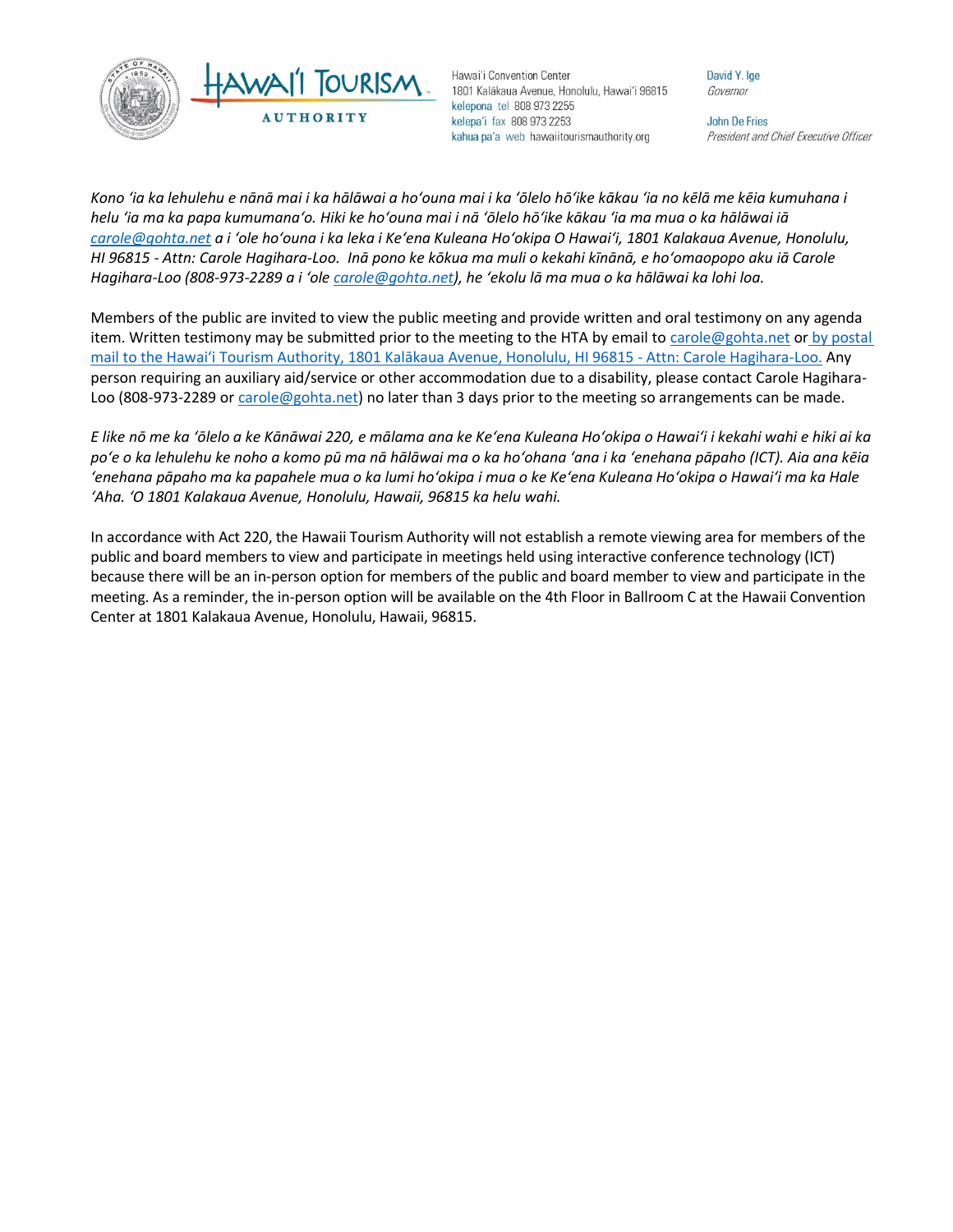Hawaiʻi Convention Center
1801 Kalākaua Avenue, Honolulu, Hawaiʻi 96815
kelepona tel 808 973 2255
kelepaʻi fax 808 973 2253
kahua paʻa web hawaiitourismauthority.org

David Y. Ige
*Governor*

John De Fries
*President and Chief Executive Officer*

*Kono ʻia ka lehulehu e nānā mai i ka hālāwai a hoʻouna mai i ka ʻōlelo hōʻike kākau ʻia no kēlā me kēia kumuhana i helu ʻia ma ka papa kumumanaʻo. Hiki ke hoʻouna mai i nā ʻōlelo hōʻike kākau ʻia ma mua o ka hālāwai iā carole@gohta.net a i ʻole hoʻouna i ka leka i Keʻena Kuleana Hoʻokipa O Hawaiʻi, 1801 Kalakaua Avenue, Honolulu, HI 96815 - Attn: Carole Hagihara-Loo. Inā pono ke kōkua ma muli o kekahi kīnānā, e hoʻomaopopo aku iā Carole Hagihara-Loo (808-973-2289 a i ʻole carole@gohta.net), he ʻekolu lā ma mua o ka hālāwai ka lohi loa.*

Members of the public are invited to view the public meeting and provide written and oral testimony on any agenda item. Written testimony may be submitted prior to the meeting to the HTA by email to carole@gohta.net or by postal mail to the Hawaiʻi Tourism Authority, 1801 Kalākaua Avenue, Honolulu, HI 96815 - Attn: Carole Hagihara-Loo. Any person requiring an auxiliary aid/service or other accommodation due to a disability, please contact Carole Hagihara-Loo (808-973-2289 or carole@gohta.net) no later than 3 days prior to the meeting so arrangements can be made.

*E like nō me ka ʻōlelo a ke Kānāwai 220, e mālama ana ke Keʻena Kuleana Hoʻokipa o Hawaiʻi i kekahi wahi e hiki ai ka poʻe o ka lehulehu ke noho a komo pū ma nā hālāwai ma o ka hoʻohana ʻana i ka ʻenehana pāpaho (ICT). Aia ana kēia ʻenehana pāpaho ma ka papahele mua o ka lumi hoʻokipa i mua o ke Keʻena Kuleana Hoʻokipa o Hawaiʻi ma ka Hale ʻAha. ʻO 1801 Kalakaua Avenue, Honolulu, Hawaii, 96815 ka helu wahi.*

In accordance with Act 220, the Hawaii Tourism Authority will not establish a remote viewing area for members of the public and board members to view and participate in meetings held using interactive conference technology (ICT) because there will be an in-person option for members of the public and board member to view and participate in the meeting. As a reminder, the in-person option will be available on the 4th Floor in Ballroom C at the Hawaii Convention Center at 1801 Kalakaua Avenue, Honolulu, Hawaii, 96815.